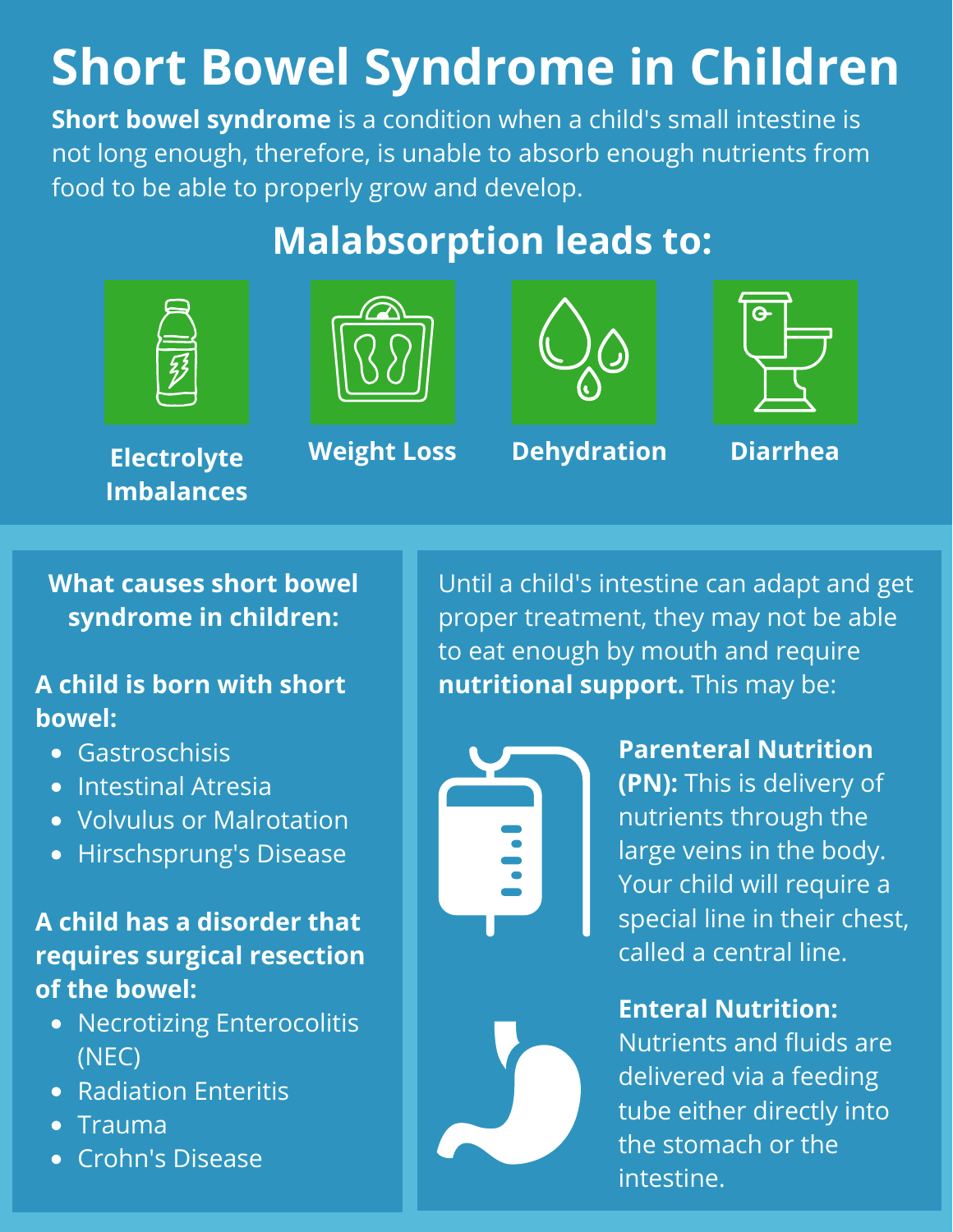# Short Bowel Syndrome in Children

**Short bowel syndrome** is a condition when a child's small intestine is not long enough, therefore, is unable to absorb enough nutrients from food to be able to properly grow and develop.

## Malabsorption leads to:

- **Electrolyte Imbalances**
- **Weight Loss**
- **Dehydration**
- **Diarrhea**

### What causes short bowel syndrome in children:

**A child is born with short bowel:**

- Gastroschisis
- Intestinal Atresia
- Volvulus or Malrotation
- Hirschsprung's Disease

**A child has a disorder that requires surgical resection of the bowel:**

- Necrotizing Enterocolitis (NEC)
- Radiation Enteritis
- Trauma
- Crohn's Disease

Until a child's intestine can adapt and get proper treatment, they may not be able to eat enough by mouth and require **nutritional support.** This may be:

**Parenteral Nutrition (PN):** This is delivery of nutrients through the large veins in the body. Your child will require a special line in their chest, called a central line.

**Enteral Nutrition:** Nutrients and fluids are delivered via a feeding tube either directly into the stomach or the intestine.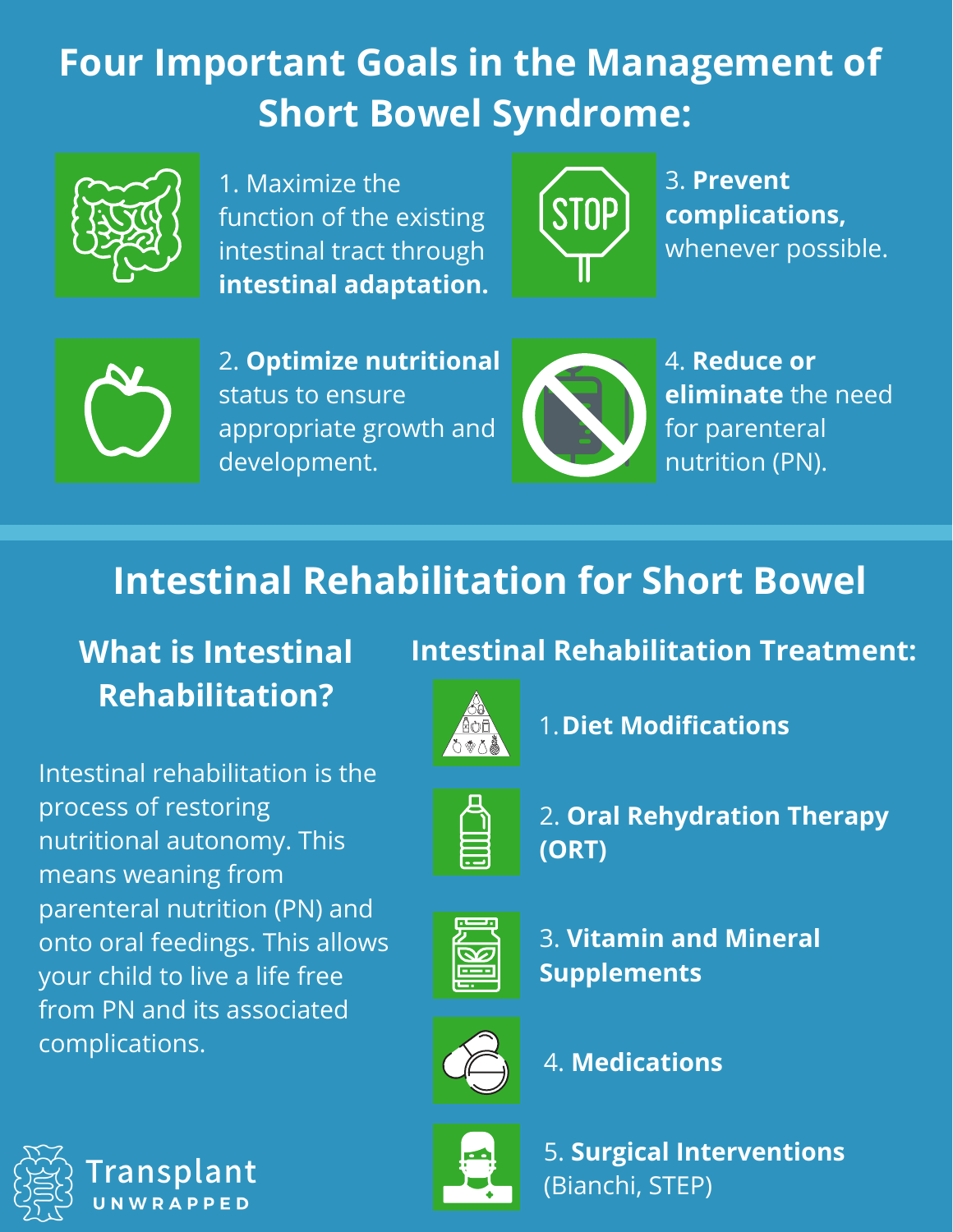# Four Important Goals in the Management of Short Bowel Syndrome:

1. Maximize the function of the existing intestinal tract through **intestinal adaptation.**
2. **Optimize nutritional** status to ensure appropriate growth and development.
3. **Prevent complications,** whenever possible.
4. **Reduce or eliminate** the need for parenteral nutrition (PN).

# Intestinal Rehabilitation for Short Bowel

## What is Intestinal Rehabilitation?

Intestinal rehabilitation is the process of restoring nutritional autonomy. This means weaning from parenteral nutrition (PN) and onto oral feedings. This allows your child to live a life free from PN and its associated complications.

## Intestinal Rehabilitation Treatment:

1. **Diet Modifications**
2. **Oral Rehydration Therapy (ORT)**
3. **Vitamin and Mineral Supplements**
4. **Medications**
5. **Surgical Interventions** (Bianchi, STEP)

Transplant UNWRAPPED